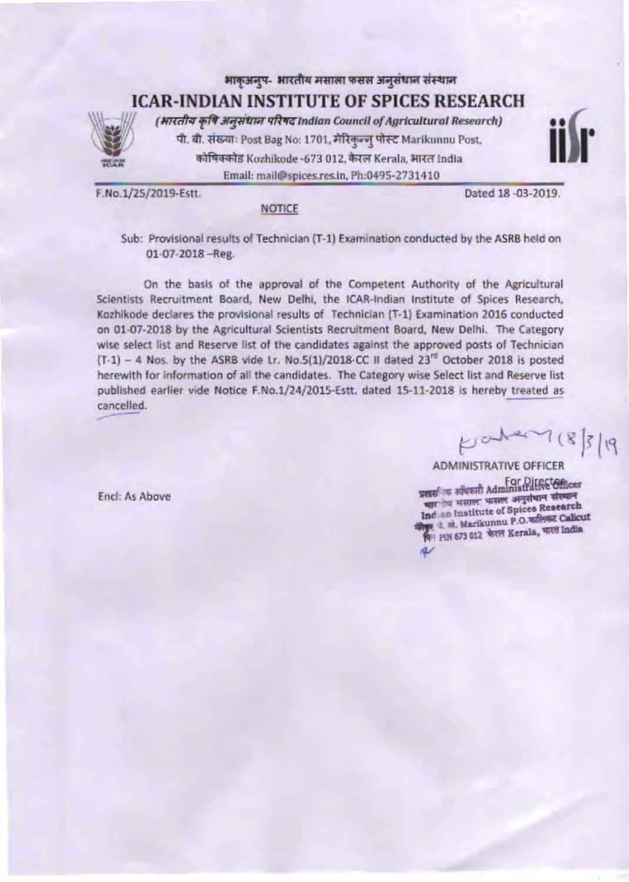भाकृअनुप- भारतीय मसाला फसल अनुसंधान संस्थान

# ICAR-INDIAN INSTITUTE OF SPICES RESEARCH

*(भारतीय कृषि अनुसंधान परिषद Indian Council of Agricultural Research)*

पी. बी. संख्या: Post Bag No: 1701, मेरिकुन्नु पोस्ट Marikunnu Post,

कोषिक्कोड Kozhikode -673 012, केरल Kerala, भारत India

Email: mail@spices.res.in, Ph:0495-2731410

F.No.1/25/2019-Estt. Dated 18 -03-2019.

**NOTICE**

Sub: Provisional results of Technician (T-1) Examination conducted by the ASRB held on 01-07-2018 –Reg.

On the basis of the approval of the Competent Authority of the Agricultural Scientists Recruitment Board, New Delhi, the ICAR-Indian Institute of Spices Research, Kozhikode declares the provisional results of Technician (T-1) Examination 2016 conducted on 01-07-2018 by the Agricultural Scientists Recruitment Board, New Delhi. The Category wise select list and Reserve list of the candidates against the approved posts of Technician (T-1) – 4 Nos. by the ASRB vide Lr. No.5(1)/2018-CC II dated 23rd October 2018 is posted herewith for information of all the candidates. The Category wise Select list and Reserve list published earlier vide Notice F.No.1/24/2015-Estt. dated 15-11-2018 is hereby treated as cancelled.

18/3/19

ADMINISTRATIVE OFFICER

For Director

प्रशासनिक अधिकारी Administrative Officer
भारतीय मसाला फसल अनुसंधान संस्थान
Indian Institute of Spices Research
मेरिकुन्नु पो. ओ. Marikunnu P.O. कालिकट Calicut
पिन PIN 673 012 केरल Kerala, भारत India

Encl: As Above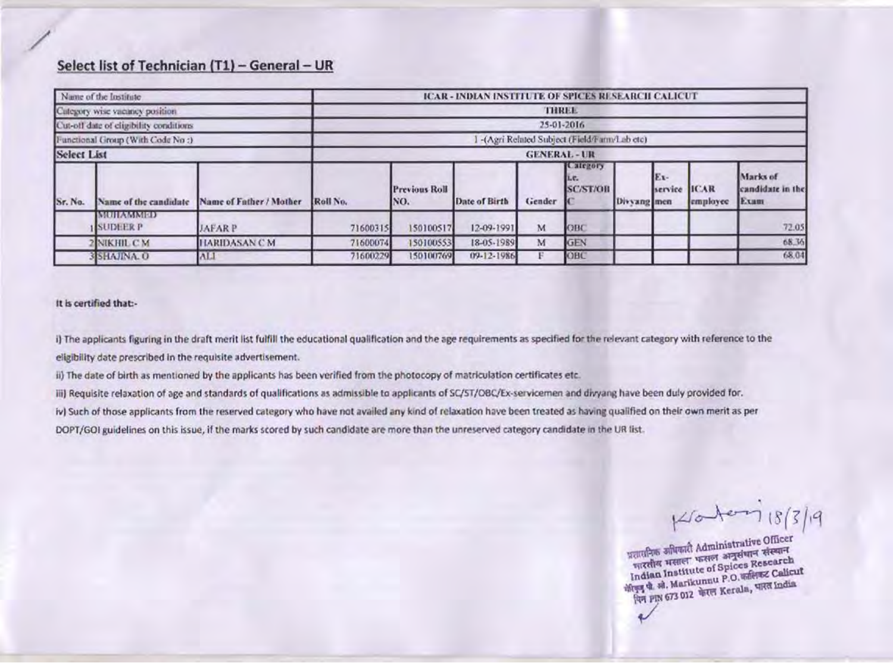## Select list of Technician (T1) – General – UR

| Name of the Institute | | ICAR - INDIAN INSTITUTE OF SPICES RESEARCH CALICUT | | | | | | | | | |
|---|---|---|---|---|---|---|---|---|---|---|---|
| Category wise vacancy position | | THREE | | | | | | | | | |
| Cut-off date of eligibility conditions | | 25-01-2016 | | | | | | | | | |
| Functional Group (With Code No :) | | 1 -(Agri Related Subject (Field/Farm/Lab etc) | | | | | | | | | |
| **Select List** | | GENERAL - UR | | | | | | | | | |
| Sr. No. | Name of the candidate | Name of Father / Mother | Roll No. | Previous Roll NO. | Date of Birth | Gender | Category i.e. SC/ST/OBC | Divyang | Ex-service men | ICAR employee | Marks of candidate in the Exam |
| 1 | MUHAMMED SUDEER P | JAFAR P | 71600315 | 150100517 | 12-09-1991 | M | OBC | | | | 72.05 |
| 2 | NIKHIL C M | HARIDASAN C M | 71600074 | 150100553 | 18-05-1989 | M | GEN | | | | 68.36 |
| 3 | SHAJINA. O | ALI | 71600229 | 150100769 | 09-12-1986 | F | OBC | | | | 68.04 |

**It is certified that:-**

i) The applicants figuring in the draft merit list fulfill the educational qualification and the age requirements as specified for the relevant category with reference to the eligibility date prescribed in the requisite advertisement.

ii) The date of birth as mentioned by the applicants has been verified from the photocopy of matriculation certificates etc.

iii) Requisite relaxation of age and standards of qualifications as admissible to applicants of SC/ST/OBC/Ex-servicemen and divyang have been duly provided for.

iv) Such of those applicants from the reserved category who have not availed any kind of relaxation have been treated as having qualified on their own merit as per DOPT/GOI guidelines on this issue, if the marks scored by such candidate are more than the unreserved category candidate in the UR list.

18/3/19

प्रशासनिक अधिकारी Administrative Officer
भारतीय मसाला फसल अनुसंधान संस्थान
Indian Institute of Spices Research
मेरिकुन्नु पो. ओ. Marikunnu P.O. कालिकट Calicut
पिन PIN 673 012 केरल Kerala, भारत India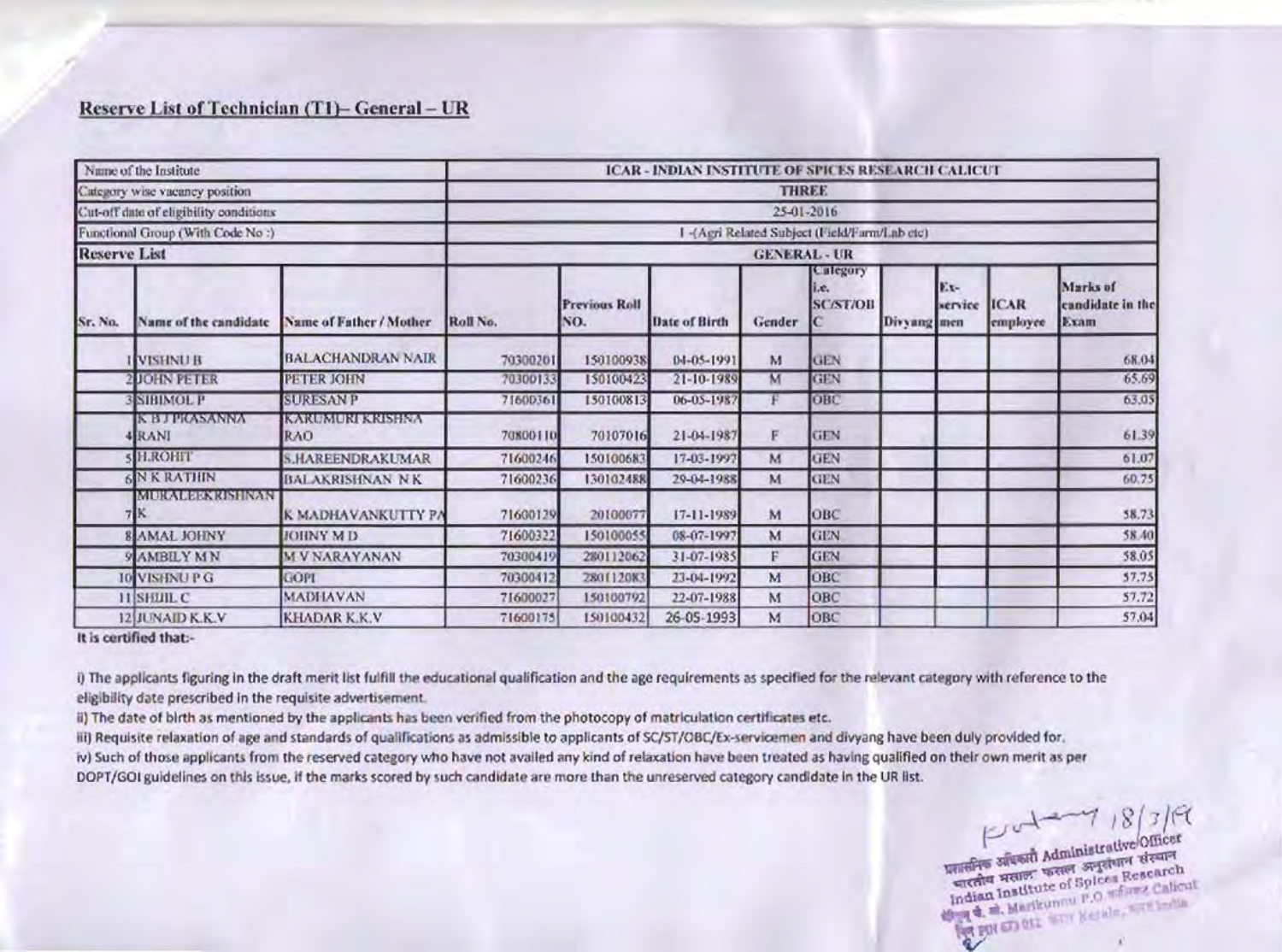## Reserve List of Technician (T1)– General – UR

| Name of the Institute | | | ICAR - INDIAN INSTITUTE OF SPICES RESEARCH CALICUT | | | | | | | | |
|---|---|---|---|---|---|---|---|---|---|---|---|
| Category wise vacancy position | | | THREE | | | | | | | | |
| Cut-off date of eligibility conditions | | | 25-01-2016 | | | | | | | | |
| Functional Group (With Code No :) | | | 1 -(Agri Related Subject (Field/Farm/Lab etc) | | | | | | | | |
| **Reserve List** | | | GENERAL - UR | | | | | | | | |
| Sr. No. | Name of the candidate | Name of Father / Mother | Roll No. | Previous Roll NO. | Date of Birth | Gender | Category i.e. SC/ST/OBC | Divyang | Ex-service men | ICAR employee | Marks of candidate in the Exam |
| 1 | VISHNU B | BALACHANDRAN NAIR | 70300201 | 150100938 | 04-05-1991 | M | GEN | | | | 68.04 |
| 2 | JOHN PETER | PETER JOHN | 70300133 | 150100423 | 21-10-1989 | M | GEN | | | | 65.69 |
| 3 | SIBIMOL P | SURESAN P | 71600361 | 150100813 | 06-05-1987 | F | OBC | | | | 63.05 |
| 4 | K B J PRASANNA RANI | KARUMURI KRISHNA RAO | 70800110 | 70107016 | 21-04-1987 | F | GEN | | | | 61.39 |
| 5 | H.ROHIT | S.HAREENDRAKUMAR | 71600246 | 150100683 | 17-03-1997 | M | GEN | | | | 61.07 |
| 6 | N K RATHIN | BALAKRISHNAN N K | 71600236 | 130102488 | 29-04-1988 | M | GEN | | | | 60.75 |
| 7 | MURALEEKRISHNAN K | K MADHAVANKUTTY PA | 71600129 | 20100077 | 17-11-1989 | M | OBC | | | | 58.73 |
| 8 | AMAL JOHNY | JOHNY M D | 71600322 | 150100055 | 08-07-1997 | M | GEN | | | | 58.40 |
| 9 | AMBILY M N | M V NARAYANAN | 70300419 | 280112062 | 31-07-1985 | F | GEN | | | | 58.05 |
| 10 | VISHNU P G | GOPI | 70300412 | 280112083 | 23-04-1992 | M | OBC | | | | 57.75 |
| 11 | SHIJIL C | MADHAVAN | 71600027 | 150100792 | 22-07-1988 | M | OBC | | | | 57.72 |
| 12 | JUNAID K.K.V | KHADAR K.K.V | 71600175 | 150100432 | 26-05-1993 | M | OBC | | | | 57.04 |

**It is certified that:-**

i) The applicants figuring in the draft merit list fulfill the educational qualification and the age requirements as specified for the relevant category with reference to the eligibility date prescribed in the requisite advertisement.

ii) The date of birth as mentioned by the applicants has been verified from the photocopy of matriculation certificates etc.

iii) Requisite relaxation of age and standards of qualifications as admissible to applicants of SC/ST/OBC/Ex-servicemen and divyang have been duly provided for.

iv) Such of those applicants from the reserved category who have not availed any kind of relaxation have been treated as having qualified on their own merit as per DOPT/GOI guidelines on this issue, if the marks scored by such candidate are more than the unreserved category candidate in the UR list.

18/3/19

प्रशासनिक अधिकारी Administrative Officer
भारतीय मसाला फसल अनुसंधान संस्थान
Indian Institute of Spices Research
Marikunnu P.O. Calicut
673 012 Kerala, India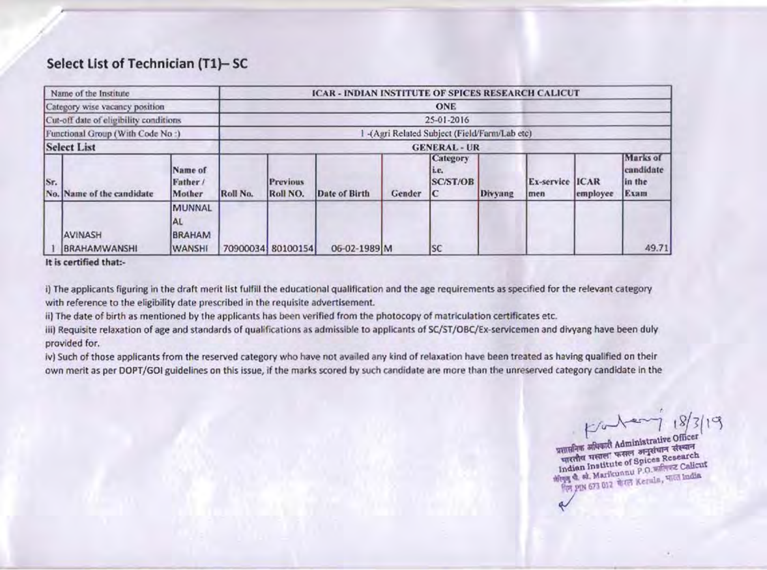## Select List of Technician (T1)– SC

| Name of the Institute | | | ICAR - INDIAN INSTITUTE OF SPICES RESEARCH CALICUT | | | | | | | |
|---|---|---|---|---|---|---|---|---|---|---|
| Category wise vacancy position | | | ONE | | | | | | | |
| Cut-off date of eligibility conditions | | | 25-01-2016 | | | | | | | |
| Functional Group (With Code No :) | | | 1 -(Agri Related Subject (Field/Farm/Lab etc) | | | | | | | |
| **Select List** | | | **GENERAL - UR** | | | | | | | |
| Sr. No. | Name of the candidate | Name of Father / Mother | Roll No. | Previous Roll NO. | Date of Birth | Gender | Category i.e. SC/ST/OBC | Divyang | Ex-service men | ICAR employee | Marks of candidate in the Exam |
| 1 | AVINASH BRAHAMWANSHI | MUNNAL AL BRAHAM WANSHI | 70900034 | 80100154 | 06-02-1989 | M | SC | | | | 49.71 |

**It is certified that:-**

i) The applicants figuring in the draft merit list fulfill the educational qualification and the age requirements as specified for the relevant category with reference to the eligibility date prescribed in the requisite advertisement.

ii) The date of birth as mentioned by the applicants has been verified from the photocopy of matriculation certificates etc.

iii) Requisite relaxation of age and standards of qualifications as admissible to applicants of SC/ST/OBC/Ex-servicemen and divyang have been duly provided for.

iv) Such of those applicants from the reserved category who have not availed any kind of relaxation have been treated as having qualified on their own merit as per DOPT/GOI guidelines on this issue, if the marks scored by such candidate are more than the unreserved category candidate in the

18/3/19

प्रशासनिक अधिकारी Administrative Officer
भारतीय मसाला फसल अनुसंधान संस्थान
Indian Institute of Spices Research
मेरिकुन्नु पी. ओ. Marikunnu P.O. कालिकट Calicut
पिन PIN 673 012 केरल Kerala, भारत India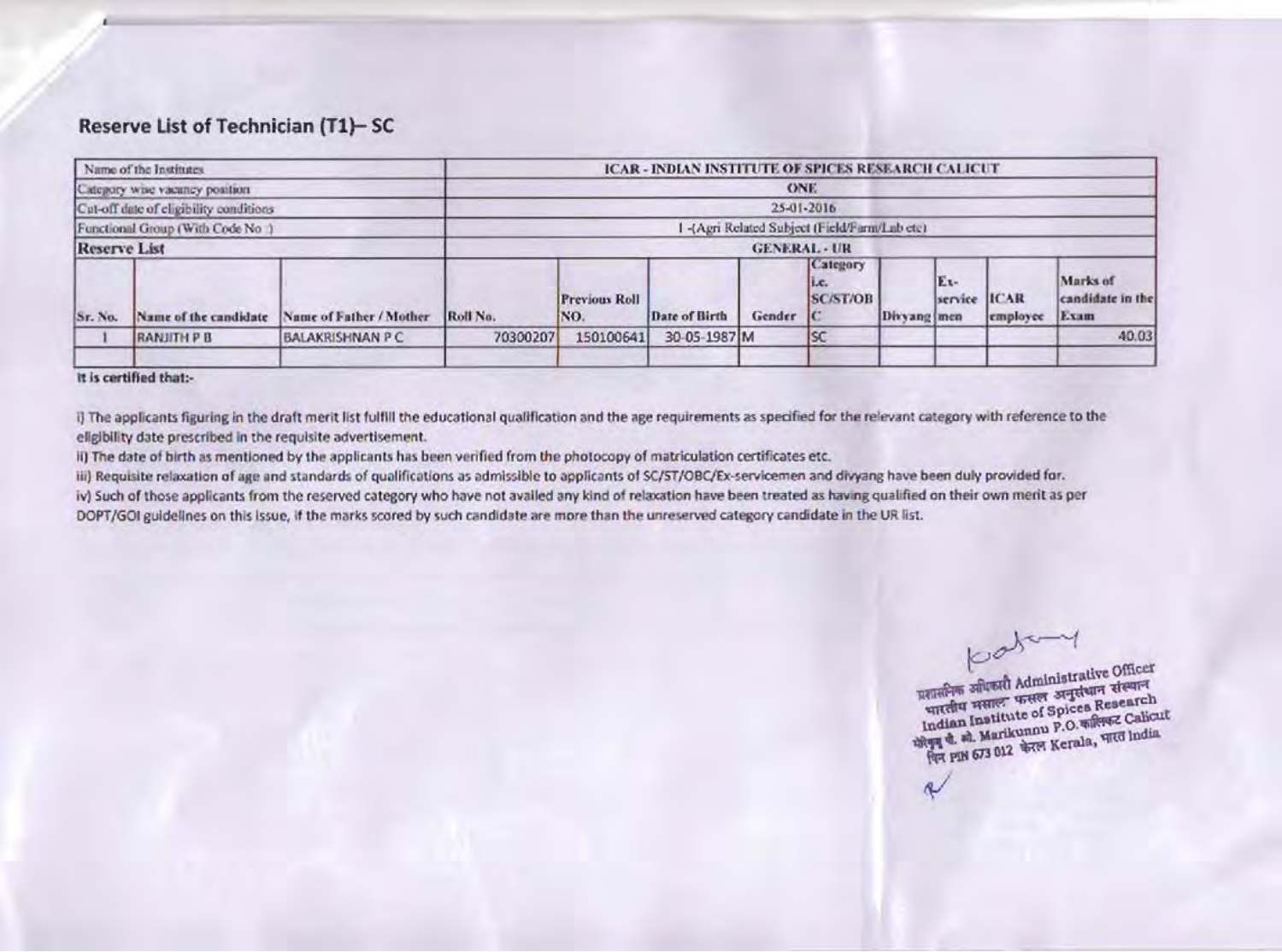## Reserve List of Technician (T1)– SC

| Name of the Institutes | | | ICAR - INDIAN INSTITUTE OF SPICES RESEARCH CALICUT | | | | | | | | |
|---|---|---|---|---|---|---|---|---|---|---|---|
| Category wise vacancy position | | | ONE | | | | | | | | |
| Cut-off date of eligibility conditions | | | 25-01-2016 | | | | | | | | |
| Functional Group (With Code No :) | | | 1 -(Agri Related Subject (Field/Farm/Lab etc) | | | | | | | | |
| **Reserve List** | | | **GENERAL - UR** | | | | | | | | |
| Sr. No. | Name of the candidate | Name of Father / Mother | Roll No. | Previous Roll NO. | Date of Birth | Gender | Category i.e. SC/ST/OBC | Divyang | Ex-service men | ICAR employee | Marks of candidate in the Exam |
| 1 | RANJITH P B | BALAKRISHNAN P C | 70300207 | 150100641 | 30-05-1987 | M | SC | | | | 40.03 |
| | | | | | | | | | | | |

**It is certified that:-**

i) The applicants figuring in the draft merit list fulfill the educational qualification and the age requirements as specified for the relevant category with reference to the eligibility date prescribed in the requisite advertisement.

ii) The date of birth as mentioned by the applicants has been verified from the photocopy of matriculation certificates etc.

iii) Requisite relaxation of age and standards of qualifications as admissible to applicants of SC/ST/OBC/Ex-servicemen and divyang have been duly provided for.

iv) Such of those applicants from the reserved category who have not availed any kind of relaxation have been treated as having qualified on their own merit as per DOPT/GOI guidelines on this issue, if the marks scored by such candidate are more than the unreserved category candidate in the UR list.

प्रशासनिक अधिकारी Administrative Officer
भारतीय मसाला फसल अनुसंधान संस्थान
Indian Institute of Spices Research
मेरिकुन्नु पी. ओ. Marikunnu P.O. कालिकट Calicut
पिन PIN 673 012 केरल Kerala, भारत India